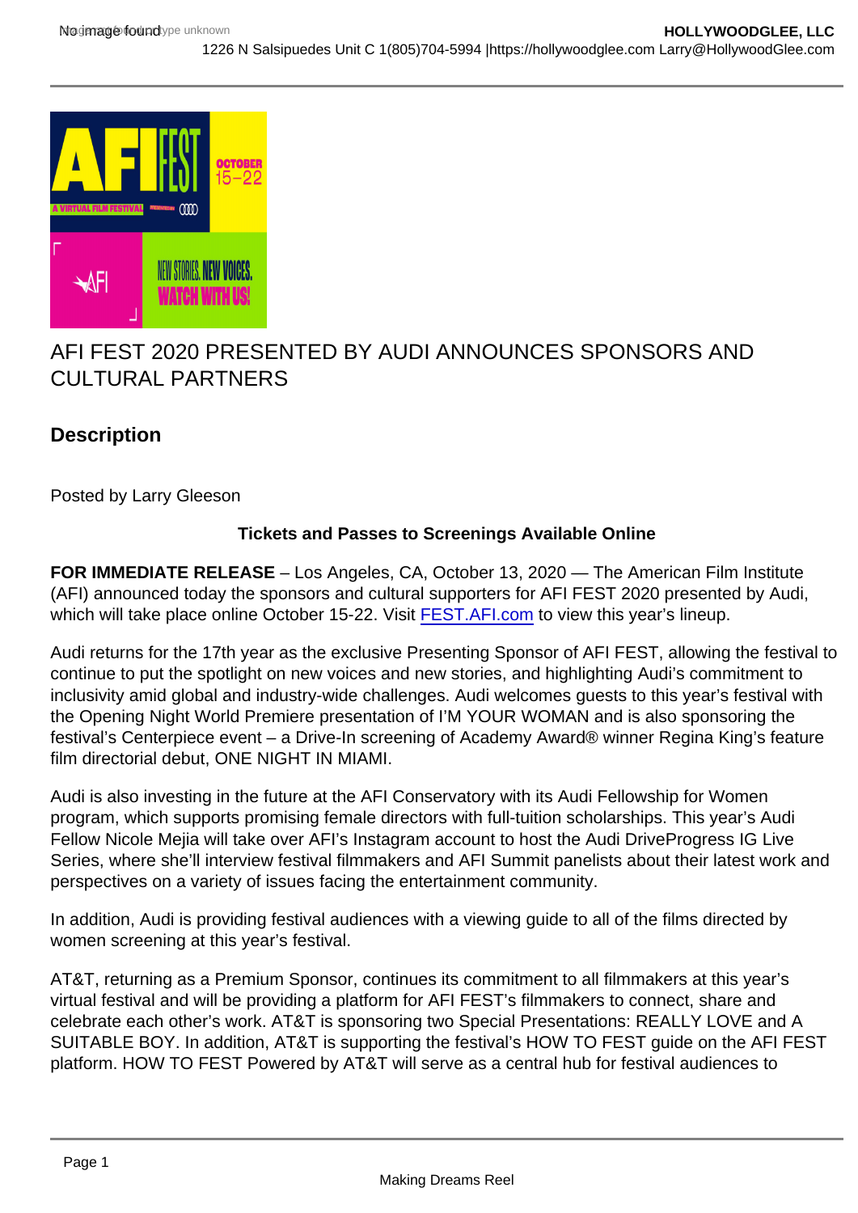# AFI FEST 2020 PRESENTED BY AUDI ANNOUNCES SPONSORS AND CULTURAL PARTNERS

## Description

Posted by Larry Gleeson

**Tickets and Passes to Screenings Available Online**

**FOR IMMEDIATE RELEASE** – Los Angeles, CA, October 13, 2020 — The American Film Institute (AFI) announced today the sponsors and cultural supporters for AFI FEST 2020 presented by Audi, which will take place online October 15-22. Visit FEST.AFI.com to view this year's lineup.

Audi returns for the 17th year as the exclusive Presenting Sponsor of AFI FEST, allowing the festival to continue to put the spotlight on new voices and new stories, and highlighting Audi's commitment to inclusivity amid global and industry-wide challenges. Audi welcomes guests to this year's festival with the Opening Night World Premiere presentation of I'M YOUR WOMAN and is also sponsoring the festival's Centerpiece event – a Drive-In screening of Academy Award® winner Regina King's feature film directorial debut, ONE NIGHT IN MIAMI.

Audi is also investing in the future at the AFI Conservatory with its Audi Fellowship for Women program, which supports promising female directors with full-tuition scholarships. This year's Audi Fellow Nicole Mejia will take over AFI's Instagram account to host the Audi DriveProgress IG Live Series, where she'll interview festival filmmakers and AFI Summit panelists about their latest work and perspectives on a variety of issues facing the entertainment community.

In addition, Audi is providing festival audiences with a viewing guide to all of the films directed by women screening at this year's festival.

AT&T, returning as a Premium Sponsor, continues its commitment to all filmmakers at this year's virtual festival and will be providing a platform for AFI FEST's filmmakers to connect, share and celebrate each other's work. AT&T is sponsoring two Special Presentations: REALLY LOVE and A SUITABLE BOY. In addition, AT&T is supporting the festival's HOW TO FEST guide on the AFI FEST platform. HOW TO FEST Powered by AT&T will serve as a central hub for festival audiences to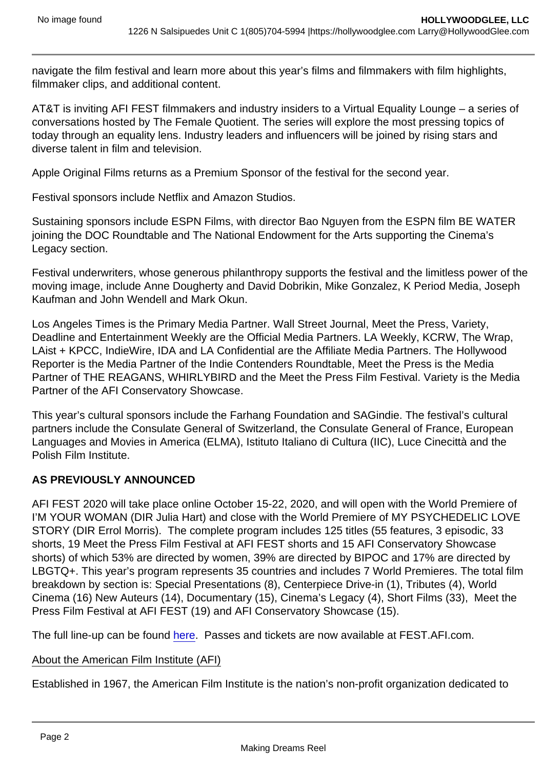navigate the film festival and learn more about this year's films and filmmakers with film highlights, filmmaker clips, and additional content.

AT&T is inviting AFI FEST filmmakers and industry insiders to a Virtual Equality Lounge – a series of conversations hosted by The Female Quotient. The series will explore the most pressing topics of today through an equality lens. Industry leaders and influencers will be joined by rising stars and diverse talent in film and television.

Apple Original Films returns as a Premium Sponsor of the festival for the second year.

Festival sponsors include Netflix and Amazon Studios.

Sustaining sponsors include ESPN Films, with director Bao Nguyen from the ESPN film BE WATER joining the DOC Roundtable and The National Endowment for the Arts supporting the Cinema's Legacy section.

Festival underwriters, whose generous philanthropy supports the festival and the limitless power of the moving image, include Anne Dougherty and David Dobrikin, Mike Gonzalez, K Period Media, Joseph Kaufman and John Wendell and Mark Okun.

Los Angeles Times is the Primary Media Partner. Wall Street Journal, Meet the Press, Variety, Deadline and Entertainment Weekly are the Official Media Partners. LA Weekly, KCRW, The Wrap, LAist + KPCC, IndieWire, IDA and LA Confidential are the Affiliate Media Partners. The Hollywood Reporter is the Media Partner of the Indie Contenders Roundtable, Meet the Press is the Media Partner of THE REAGANS, WHIRLYBIRD and the Meet the Press Film Festival. Variety is the Media Partner of the AFI Conservatory Showcase.

This year's cultural sponsors include the Farhang Foundation and SAGindie. The festival's cultural partners include the Consulate General of Switzerland, the Consulate General of France, European Languages and Movies in America (ELMA), Istituto Italiano di Cultura (IIC), Luce Cinecittà and the Polish Film Institute.

**AS PREVIOUSLY ANNOUNCED**

AFI FEST 2020 will take place online October 15-22, 2020, and will open with the World Premiere of I'M YOUR WOMAN (DIR Julia Hart) and close with the World Premiere of MY PSYCHEDELIC LOVE STORY (DIR Errol Morris). The complete program includes 125 titles (55 features, 3 episodic, 33 shorts, 19 Meet the Press Film Festival at AFI FEST shorts and 15 AFI Conservatory Showcase shorts) of which 53% are directed by women, 39% are directed by BIPOC and 17% are directed by LBGTQ+. This year's program represents 35 countries and includes 7 World Premieres. The total film breakdown by section is: Special Presentations (8), Centerpiece Drive-in (1), Tributes (4), World Cinema (16) New Auteurs (14), Documentary (15), Cinema's Legacy (4), Short Films (33), Meet the Press Film Festival at AFI FEST (19) and AFI Conservatory Showcase (15).

The full line-up can be found here. Passes and tickets are now available at FEST.AFI.com.

About the American Film Institute (AFI)

Established in 1967, the American Film Institute is the nation's non-profit organization dedicated to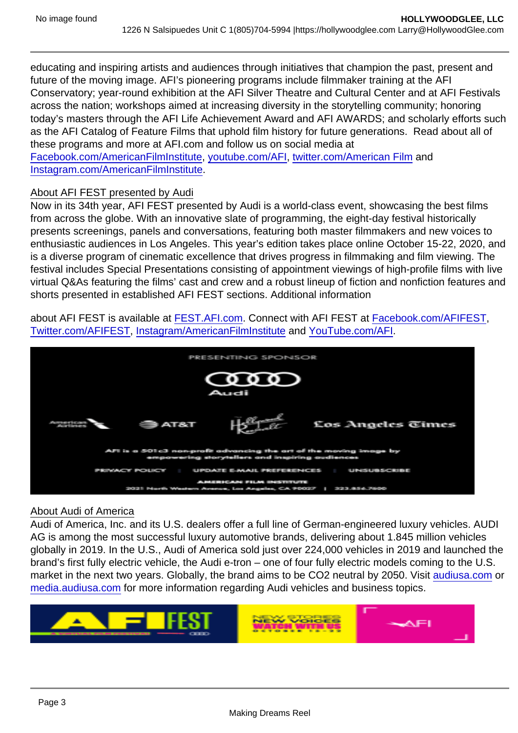educating and inspiring artists and audiences through initiatives that champion the past, present and future of the moving image. AFI's pioneering programs include filmmaker training at the AFI Conservatory; year-round exhibition at the AFI Silver Theatre and Cultural Center and at AFI Festivals across the nation; workshops aimed at increasing diversity in the storytelling community; honoring today's masters through the AFI Life Achievement Award and AFI AWARDS; and scholarly efforts such as the AFI Catalog of Feature Films that uphold film history for future generations. Read about all of these programs and more at AFI.com and follow us on social media at Facebook.com/AmericanFilmInstitute, youtube.com/AFI, twitter.com/American Film and Instagram.com/AmericanFilmInstitute.

About AFI FEST presented by Audi

Now in its 34th year, AFI FEST presented by Audi is a world-class event, showcasing the best films from across the globe. With an innovative slate of programming, the eight-day festival historically presents screenings, panels and conversations, featuring both master filmmakers and new voices to enthusiastic audiences in Los Angeles. This year's edition takes place online October 15-22, 2020, and is a diverse program of cinematic excellence that drives progress in filmmaking and film viewing. The festival includes Special Presentations consisting of appointment viewings of high-profile films with live virtual Q&As featuring the films' cast and crew and a robust lineup of fiction and nonfiction features and shorts presented in established AFI FEST sections. Additional information

about AFI FEST is available at FEST.AFI.com. Connect with AFI FEST at Facebook.com/AFIFEST, Twitter.com/AFIFEST, Instagram/AmericanFilmInstitute and YouTube.com/AFI.

About Audi of America

Audi of America, Inc. and its U.S. dealers offer a full line of German-engineered luxury vehicles. AUDI AG is among the most successful luxury automotive brands, delivering about 1.845 million vehicles globally in 2019. In the U.S., Audi of America sold just over 224,000 vehicles in 2019 and launched the brand's first fully electric vehicle, the Audi e-tron – one of four fully electric models coming to the U.S. market in the next two years. Globally, the brand aims to be $CO_2$ neutral by 2050. Visit audiusa.com or media.audiusa.com for more information regarding Audi vehicles and business topics.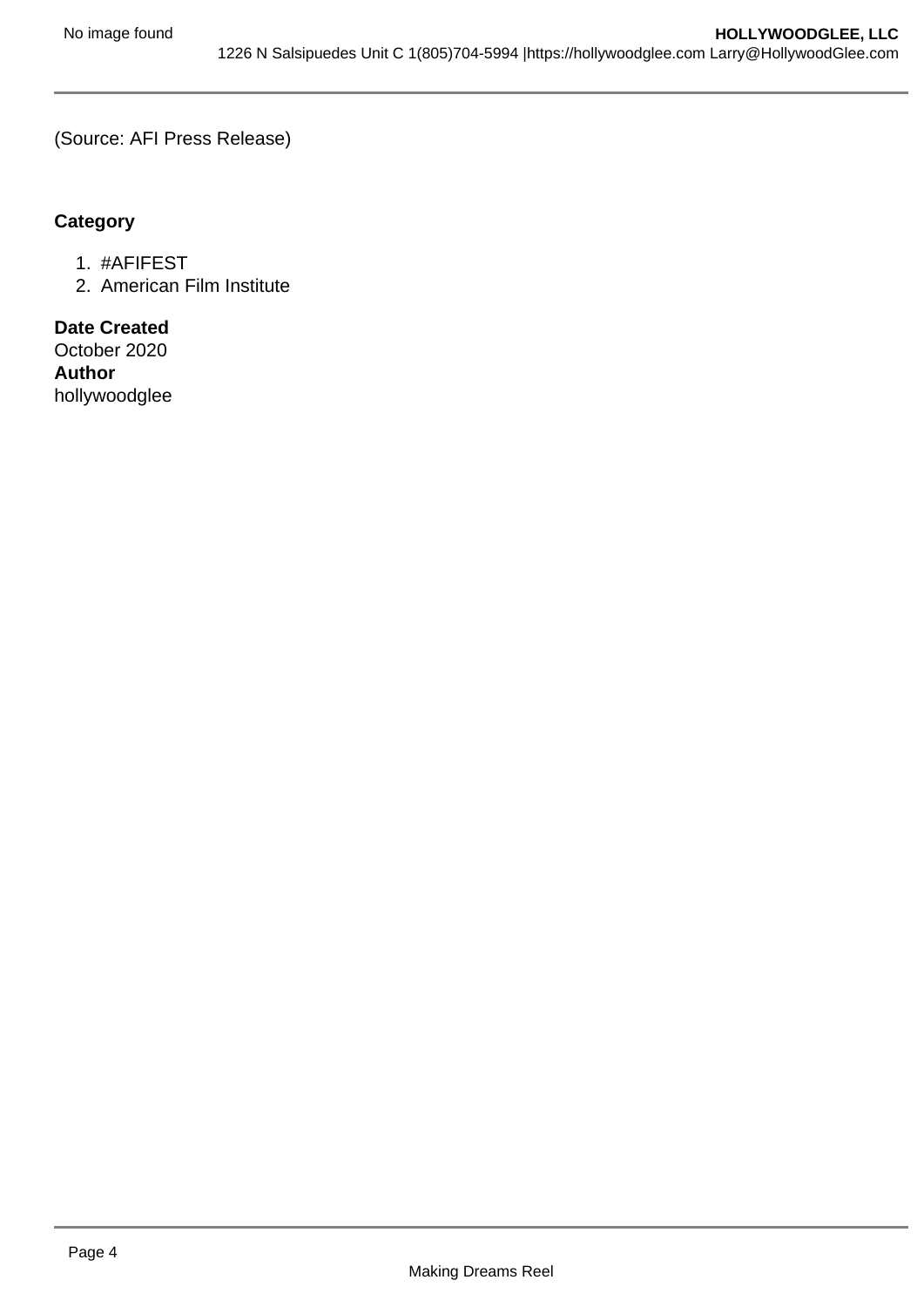(Source: AFI Press Release)

**Category**

1. #AFIFEST
2. American Film Institute

**Date Created**
October 2020
**Author**
hollywoodglee